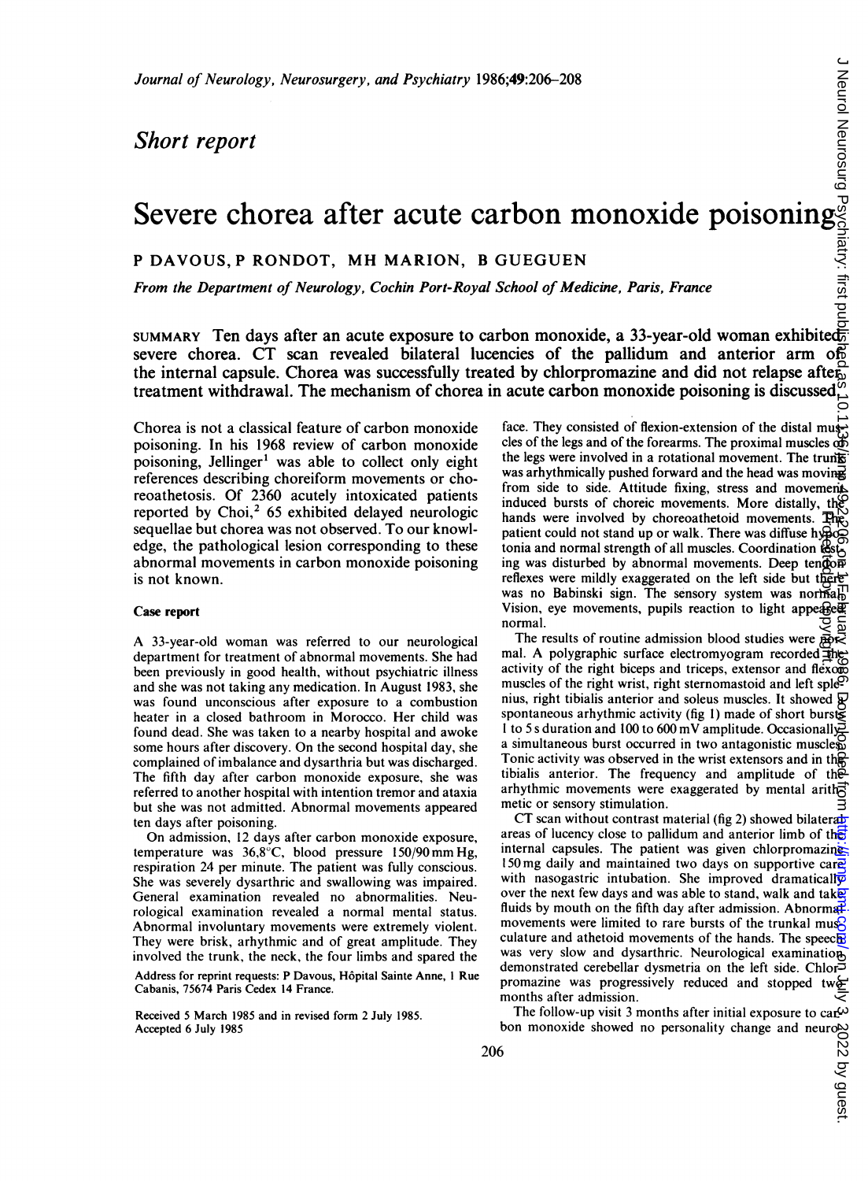*Short report*

# Severe chorea after acute carbon monoxide poisoning

P DAVOUS, P RONDOT, MH MARION, B GUEGUEN

*From the Department of Neurology, Cochin Port-Royal School of Medicine, Paris, France*

SUMMARY Ten days after an acute exposure to carbon monoxide, a 33-year-old woman exhibited severe chorea. CT scan revealed bilateral lucencies of the pallidum and anterior arm of the internal capsule. Chorea was successfully treated by chlorpromazine and did not relapse after treatment withdrawal. The mechanism of chorea in acute carbon monoxide poisoning is discussed.

Chorea is not a classical feature of carbon monoxide poisoning. In his 1968 review of carbon monoxide poisoning, Jellinger[1] was able to collect only eight references describing choreiform movements or choreoathetosis. Of 2360 acutely intoxicated patients reported by Choi,[2] 65 exhibited delayed neurologic sequellae but chorea was not observed. To our knowledge, the pathological lesion corresponding to these abnormal movements in carbon monoxide poisoning is not known.

### Case report

A 33-year-old woman was referred to our neurological department for treatment of abnormal movements. She had been previously in good health, without psychiatric illness and she was not taking any medication. In August 1983, she was found unconscious after exposure to a combustion heater in a closed bathroom in Morocco. Her child was found dead. She was taken to a nearby hospital and awoke some hours after discovery. On the second hospital day, she complained of imbalance and dysarthria but was discharged. The fifth day after carbon monoxide exposure, she was referred to another hospital with intention tremor and ataxia but she was not admitted. Abnormal movements appeared ten days after poisoning.

On admission, 12 days after carbon monoxide exposure, temperature was 36,8°C, blood pressure 150/90 mm Hg, respiration 24 per minute. The patient was fully conscious. She was severely dysarthric and swallowing was impaired. General examination revealed no abnormalities. Neurological examination revealed a normal mental status. Abnormal involuntary movements were extremely violent. They were brisk, arhythmic and of great amplitude. They involved the trunk, the neck, the four limbs and spared the face. They consisted of flexion-extension of the distal muscles of the legs and of the forearms. The proximal muscles of the legs were involved in a rotational movement. The trunk was arhythmically pushed forward and the head was moving from side to side. Attitude fixing, stress and movements induced bursts of choreic movements. More distally, the hands were involved by choreoathetoid movements. The patient could not stand up or walk. There was diffuse hypotonia and normal strength of all muscles. Coordination testing was disturbed by abnormal movements. Deep tendon reflexes were mildly exaggerated on the left side but there was no Babinski sign. The sensory system was normal. Vision, eye movements, pupils reaction to light appeared normal.

The results of routine admission blood studies were normal. A polygraphic surface electromyogram recorded the activity of the right biceps and triceps, extensor and flexor muscles of the right wrist, right sternomastoid and left splenius, right tibialis anterior and soleus muscles. It showed spontaneous arhythmic activity (fig 1) made of short bursts 1 to 5 s duration and 100 to 600 mV amplitude. Occasionally a simultaneous burst occurred in two antagonistic muscles. Tonic activity was observed in the wrist extensors and in the tibialis anterior. The frequency and amplitude of the arhythmic movements were exaggerated by mental arithmetic or sensory stimulation.

CT scan without contrast material (fig 2) showed bilateral areas of lucency close to pallidum and anterior limb of the internal capsules. The patient was given chlorpromazine 150 mg daily and maintained two days on supportive care with nasogastric intubation. She improved dramatically over the next few days and was able to stand, walk and take fluids by mouth on the fifth day after admission. Abnormal movements were limited to rare bursts of the trunkal musculature and athetoid movements of the hands. The speech was very slow and dysarthric. Neurological examination demonstrated cerebellar dysmetria on the left side. Chlorpromazine was progressively reduced and stopped two months after admission.

The follow-up visit 3 months after initial exposure to carbon monoxide showed no personality change and neuro-

Address for reprint requests: P Davous, Hôpital Sainte Anne, 1 Rue Cabanis, 75674 Paris Cedex 14 France.

Received 5 March 1985 and in revised form 2 July 1985.
Accepted 6 July 1985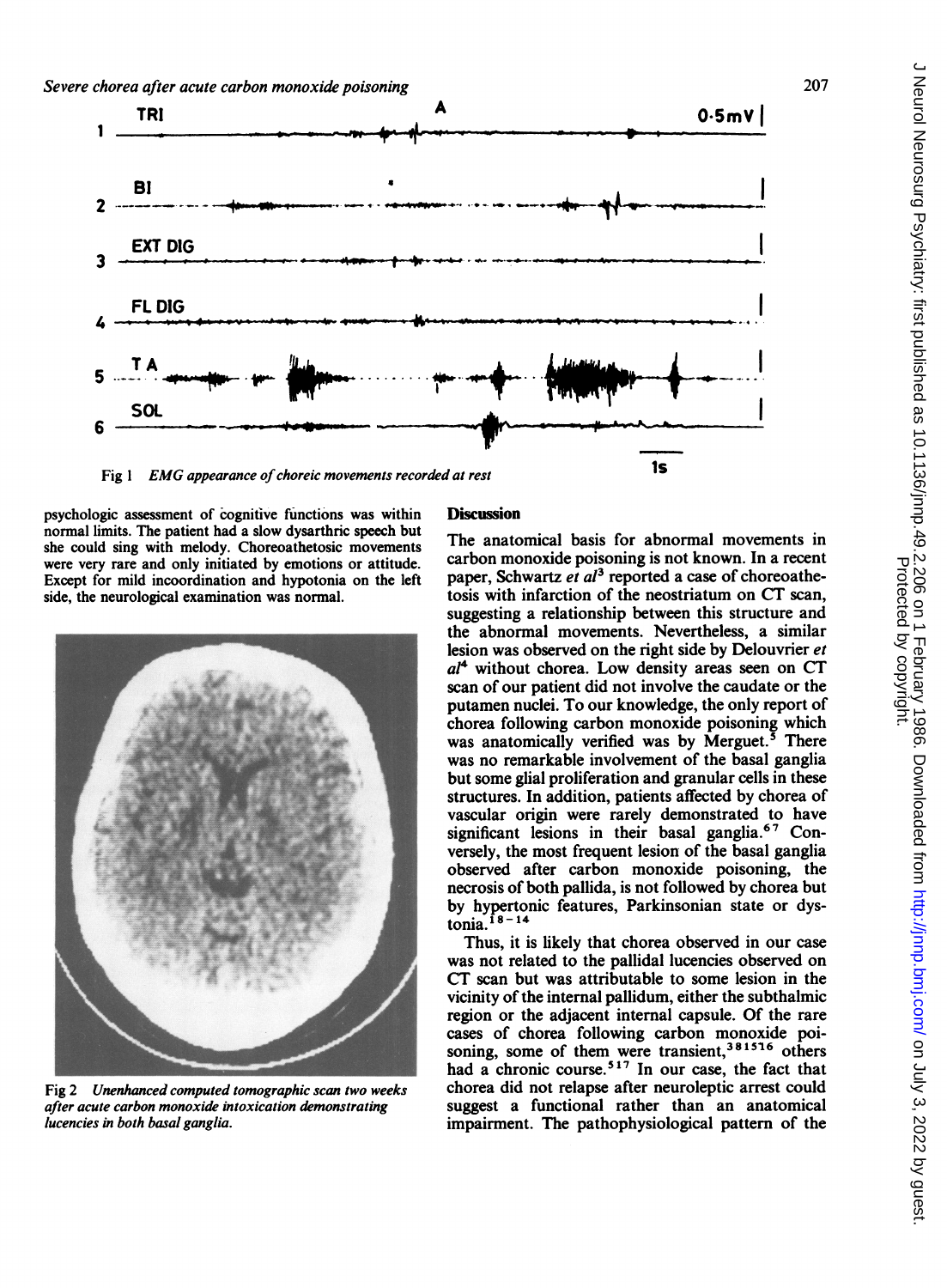TRI

A

0·5mV

1

BI

2

EXT DIG

3

FL DIG

4

TA

5

SOL

6

1s

Fig 1 *EMG appearance of choreic movements recorded at rest*

psychologic assessment of cognitive functions was within normal limits. The patient had a slow dysarthric speech but she could sing with melody. Choreoathetosic movements were very rare and only initiated by emotions or attitude. Except for mild incoordination and hypotonia on the left side, the neurological examination was normal.

Fig 2 *Unenhanced computed tomographic scan two weeks after acute carbon monoxide intoxication demonstrating lucencies in both basal ganglia.*

## Discussion

The anatomical basis for abnormal movements in carbon monoxide poisoning is not known. In a recent paper, Schwartz *et al*[3] reported a case of choreoathetosis with infarction of the neostriatum on CT scan, suggesting a relationship between this structure and the abnormal movements. Nevertheless, a similar lesion was observed on the right side by Delouvrier *et al*[4] without chorea. Low density areas seen on CT scan of our patient did not involve the caudate or the putamen nuclei. To our knowledge, the only report of chorea following carbon monoxide poisoning which was anatomically verified was by Merguet.[5] There was no remarkable involvement of the basal ganglia but some glial proliferation and granular cells in these structures. In addition, patients affected by chorea of vascular origin were rarely demonstrated to have significant lesions in their basal ganglia.[6 7] Conversely, the most frequent lesion of the basal ganglia observed after carbon monoxide poisoning, the necrosis of both pallida, is not followed by chorea but by hypertonic features, Parkinsonian state or dystonia.[1 8–14]

Thus, it is likely that chorea observed in our case was not related to the pallidal lucencies observed on CT scan but was attributable to some lesion in the vicinity of the internal pallidum, either the subthalmic region or the adjacent internal capsule. Of the rare cases of chorea following carbon monoxide poisoning, some of them were transient,[3 8 15 16] others had a chronic course.[5 17] In our case, the fact that chorea did not relapse after neuroleptic arrest could suggest a functional rather than an anatomical impairment. The pathophysiological pattern of the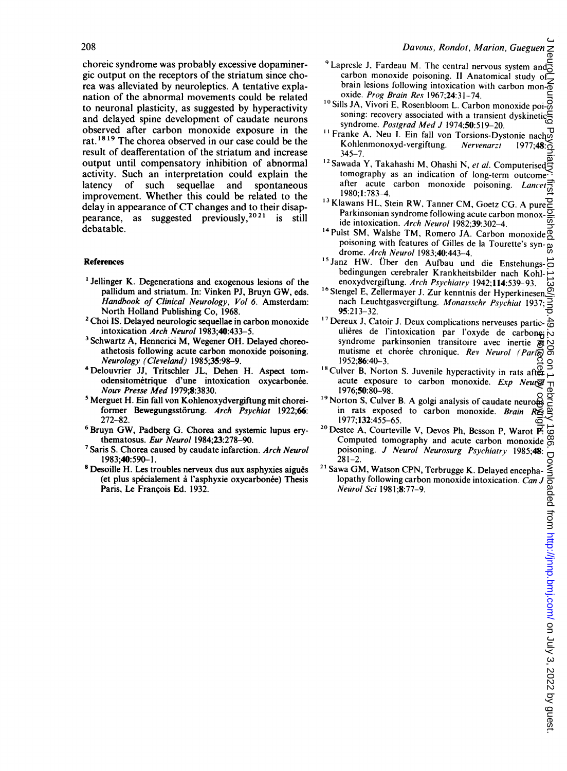choreic syndrome was probably excessive dopaminergic output on the receptors of the striatum since chorea was alleviated by neuroleptics. A tentative explanation of the abnormal movements could be related to neuronal plasticity, as suggested by hyperactivity and delayed spine development of caudate neurons observed after carbon monoxide exposure in the rat.[18 19] The chorea observed in our case could be the result of deafferentation of the striatum and increase output until compensatory inhibition of abnormal activity. Such an interpretation could explain the latency of such sequellae and spontaneous improvement. Whether this could be related to the delay in appearance of CT changes and to their disappearance, as suggested previously,[20 21] is still debatable.

### References

1. Jellinger K. Degenerations and exogenous lesions of the pallidum and striatum. In: Vinken PJ, Bruyn GW, eds. *Handbook of Clinical Neurology, Vol 6*. Amsterdam: North Holland Publishing Co, 1968.
2. Choi IS. Delayed neurologic sequellae in carbon monoxide intoxication *Arch Neurol* 1983;**40**:433–5.
3. Schwartz A, Hennerici M, Wegener OH. Delayed choreoathetosis following acute carbon monoxide poisoning. *Neurology (Cleveland)* 1985;**35**:98–9.
4. Delouvrier JJ, Tritschler JL, Dehen H. Aspect tomodensitométrique d'une intoxication oxycarbonée. *Nouv Presse Med* 1979;**8**:3830.
5. Merguet H. Ein fall von Kohlenoxydvergiftung mit choreiformer Bewegungsstörung. *Arch Psychiat* 1922;**66**:272–82.
6. Bruyn GW, Padberg G. Chorea and systemic lupus erythematosus. *Eur Neurol* 1984;**23**:278–90.
7. Saris S. Chorea caused by caudate infarction. *Arch Neurol* 1983;**40**:590–1.
8. Desoille H. Les troubles nerveux dus aux asphyxies aiguës (et plus spécialement à l'asphyxie oxycarbonée) Thesis Paris, Le François Ed. 1932.
9. Lapresle J, Fardeau M. The central nervous system and carbon monoxide poisoning. II Anatomical study of brain lesions following intoxication with carbon monoxide. *Prog Brain Res* 1967;**24**:31–74.
10. Sills JA, Vivori E, Rosenbloom L. Carbon monoxide poisoning: recovery associated with a transient dyskinetic syndrome. *Postgrad Med J* 1974;**50**:519–20.
11. Franke A, Neu I. Ein fall von Torsions-Dystonie nach Kohlenmonoxyd-vergiftung. *Nervenarzt* 1977;**48**:345–7.
12. Sawada Y, Takahashi M, Ohashi N, *et al.* Computerised tomography as an indication of long-term outcome after acute carbon monoxide poisoning. *Lancet* 1980;**1**:783–4.
13. Klawans HL, Stein RW, Tanner CM, Goetz CG. A pure Parkinsonian syndrome following acute carbon monoxide intoxication. *Arch Neurol* 1982;**39**:302–4.
14. Pulst SM, Walshe TM, Romero JA. Carbon monoxide poisoning with features of Gilles de la Tourette's syndrome. *Arch Neurol* 1983;**40**:443–4.
15. Janz HW. Über den Aufbau und die Enstehungsbedingungen cerebraler Krankheitsbilder nach Kohlenoxydvergiftung. *Arch Psychiatry* 1942;**114**:539–93.
16. Stengel E, Zellermayer J. Zur kenntnis der Hyperkinesen nach Leuchtgasvergiftung. *Monatsschr Psychiat* 1937;**95**:213–32.
17. Dereux J, Catoir J. Deux complications nerveuses particulières de l'intoxication par l'oxyde de carbone syndrome parkinsonien transitoire avec inertie et mutisme et chorée chronique. *Rev Neurol (Paris)* 1952;**86**:40–3.
18. Culver B, Norton S. Juvenile hyperactivity in rats after acute exposure to carbon monoxide. *Exp Neurol* 1976;**50**:80–98.
19. Norton S, Culver B. A golgi analysis of caudate neurons in rats exposed to carbon monoxide. *Brain Res* 1977;**132**:455–65.
20. Destee A, Courteville V, Devos Ph, Besson P, Warot P. Computed tomography and acute carbon monoxide poisoning. *J Neurol Neurosurg Psychiatry* 1985;**48**:281–2.
21. Sawa GM, Watson CPN, Terbrugge K. Delayed encephalopathy following carbon monoxide intoxication. *Can J Neurol Sci* 1981;**8**:77–9.